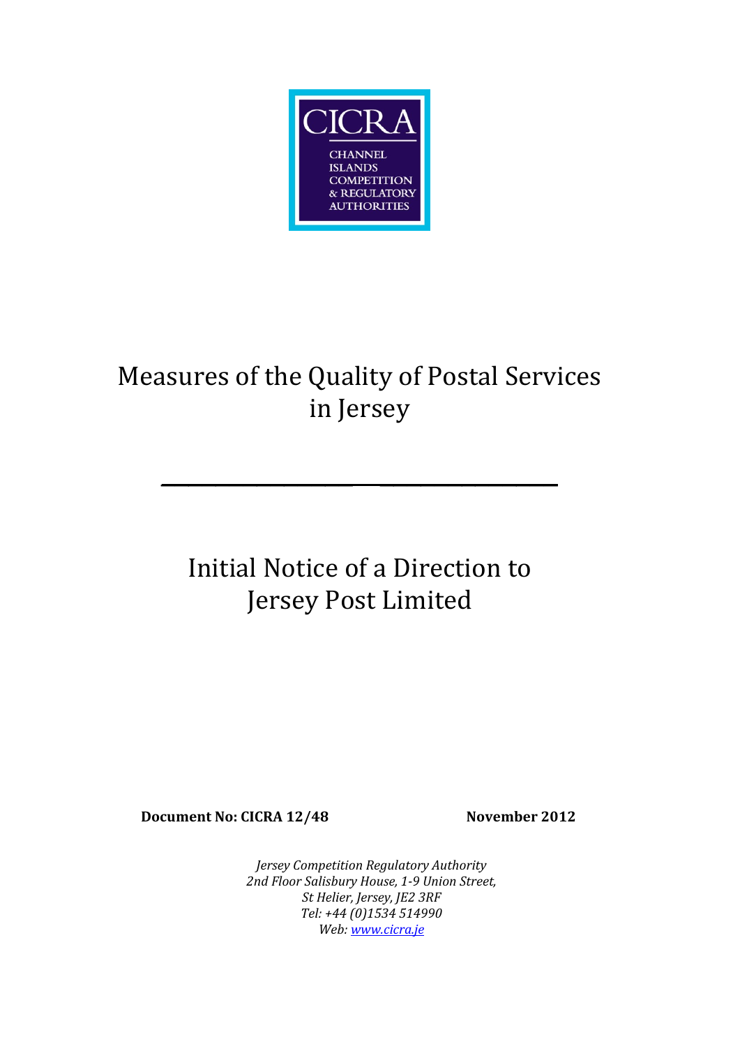CICRA

CHANNEL ISLANDS COMPETITION & REGULATORY AUTHORITIES

# Measures of the Quality of Postal Services in Jersey

---

# Initial Notice of a Direction to Jersey Post Limited

**Document No: CICRA 12/48** **November 2012**

*Jersey Competition Regulatory Authority*
*2nd Floor Salisbury House, 1-9 Union Street,*
*St Helier, Jersey, JE2 3RF*
*Tel: +44 (0)1534 514990*
*Web: www.cicra.je*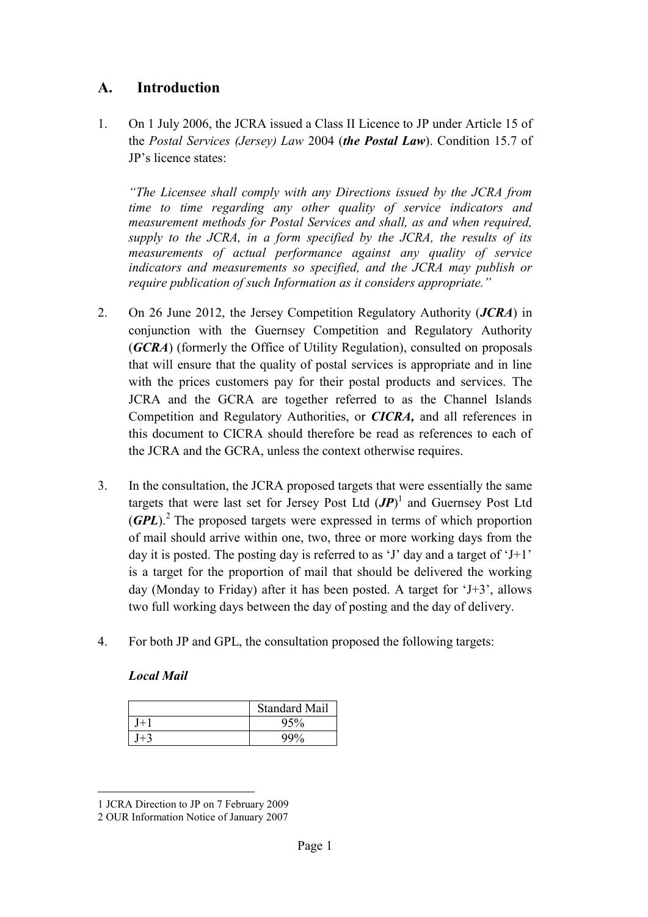## A. Introduction

1. On 1 July 2006, the JCRA issued a Class II Licence to JP under Article 15 of the *Postal Services (Jersey) Law* 2004 (***the Postal Law***). Condition 15.7 of JP's licence states:

   *"The Licensee shall comply with any Directions issued by the JCRA from time to time regarding any other quality of service indicators and measurement methods for Postal Services and shall, as and when required, supply to the JCRA, in a form specified by the JCRA, the results of its measurements of actual performance against any quality of service indicators and measurements so specified, and the JCRA may publish or require publication of such Information as it considers appropriate."*

2. On 26 June 2012, the Jersey Competition Regulatory Authority (***JCRA***) in conjunction with the Guernsey Competition and Regulatory Authority (***GCRA***) (formerly the Office of Utility Regulation), consulted on proposals that will ensure that the quality of postal services is appropriate and in line with the prices customers pay for their postal products and services. The JCRA and the GCRA are together referred to as the Channel Islands Competition and Regulatory Authorities, or ***CICRA,*** and all references in this document to CICRA should therefore be read as references to each of the JCRA and the GCRA, unless the context otherwise requires.

3. In the consultation, the JCRA proposed targets that were essentially the same targets that were last set for Jersey Post Ltd (***JP***)[1] and Guernsey Post Ltd (***GPL***).[2] The proposed targets were expressed in terms of which proportion of mail should arrive within one, two, three or more working days from the day it is posted. The posting day is referred to as 'J' day and a target of 'J+1' is a target for the proportion of mail that should be delivered the working day (Monday to Friday) after it has been posted. A target for 'J+3', allows two full working days between the day of posting and the day of delivery.

4. For both JP and GPL, the consultation proposed the following targets:

   ***Local Mail***

| | Standard Mail |
|---|---|
| J+1 | 95% |
| J+3 | 99% |

---

1 JCRA Direction to JP on 7 February 2009

2 OUR Information Notice of January 2007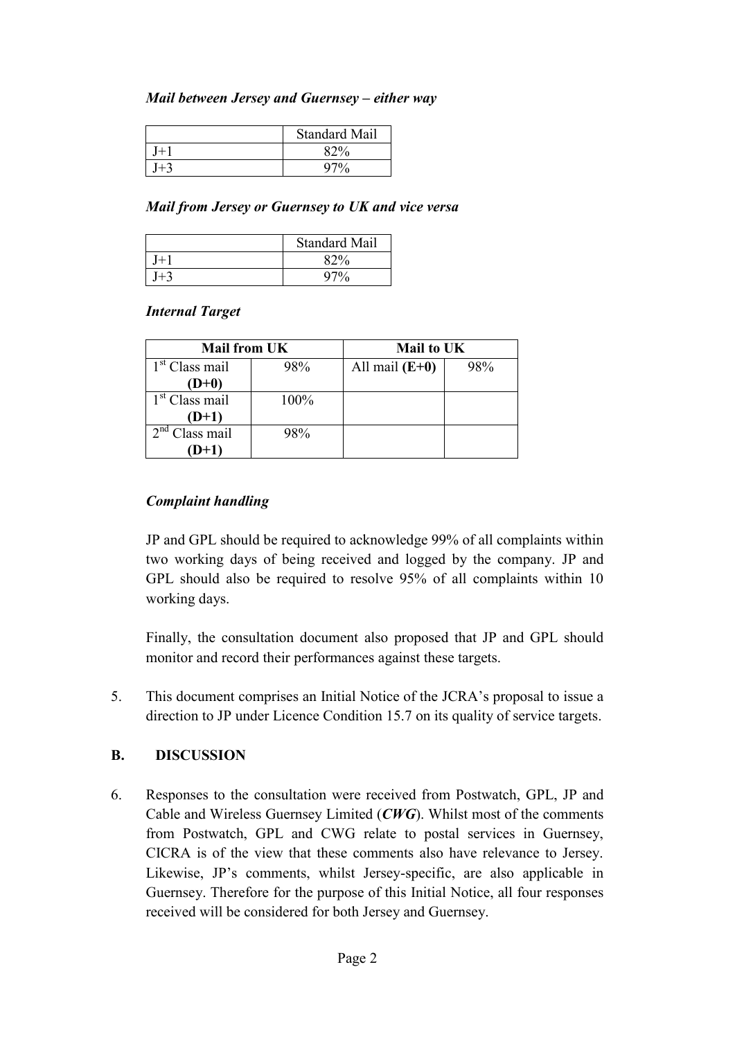*Mail between Jersey and Guernsey – either way*

| | Standard Mail |
|---|---|
| J+1 | 82% |
| J+3 | 97% |

*Mail from Jersey or Guernsey to UK and vice versa*

| | Standard Mail |
|---|---|
| J+1 | 82% |
| J+3 | 97% |

*Internal Target*

| Mail from UK | | Mail to UK | |
|---|---|---|---|
| 1st Class mail **(D+0)** | 98% | All mail **(E+0)** | 98% |
| 1st Class mail **(D+1)** | 100% | | |
| 2nd Class mail **(D+1)** | 98% | | |

*Complaint handling*

JP and GPL should be required to acknowledge 99% of all complaints within two working days of being received and logged by the company. JP and GPL should also be required to resolve 95% of all complaints within 10 working days.

Finally, the consultation document also proposed that JP and GPL should monitor and record their performances against these targets.

5. This document comprises an Initial Notice of the JCRA's proposal to issue a direction to JP under Licence Condition 15.7 on its quality of service targets.

## B. DISCUSSION

6. Responses to the consultation were received from Postwatch, GPL, JP and Cable and Wireless Guernsey Limited (***CWG***). Whilst most of the comments from Postwatch, GPL and CWG relate to postal services in Guernsey, CICRA is of the view that these comments also have relevance to Jersey. Likewise, JP's comments, whilst Jersey-specific, are also applicable in Guernsey. Therefore for the purpose of this Initial Notice, all four responses received will be considered for both Jersey and Guernsey.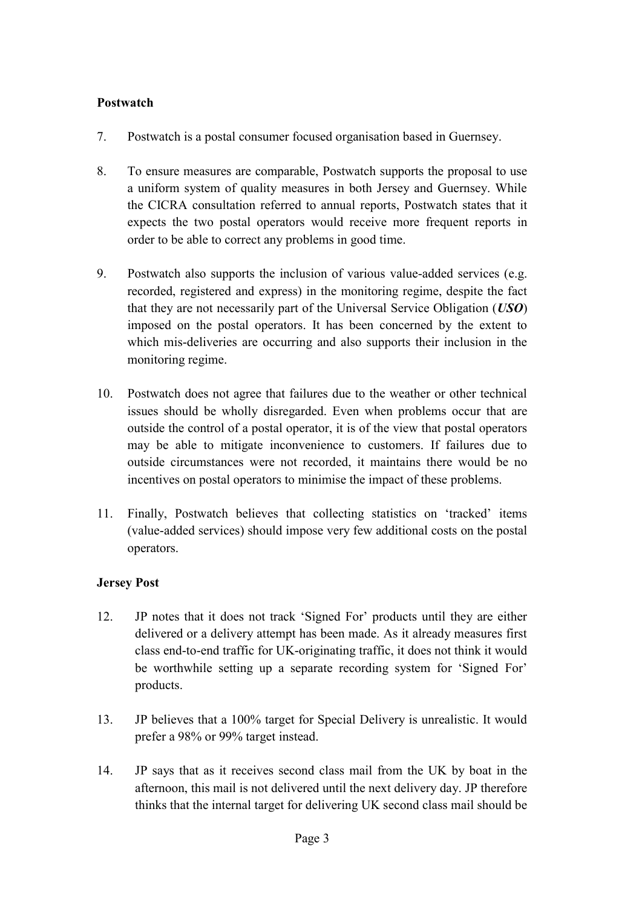**Postwatch**

7. Postwatch is a postal consumer focused organisation based in Guernsey.

8. To ensure measures are comparable, Postwatch supports the proposal to use a uniform system of quality measures in both Jersey and Guernsey. While the CICRA consultation referred to annual reports, Postwatch states that it expects the two postal operators would receive more frequent reports in order to be able to correct any problems in good time.

9. Postwatch also supports the inclusion of various value-added services (e.g. recorded, registered and express) in the monitoring regime, despite the fact that they are not necessarily part of the Universal Service Obligation (***USO***) imposed on the postal operators. It has been concerned by the extent to which mis-deliveries are occurring and also supports their inclusion in the monitoring regime.

10. Postwatch does not agree that failures due to the weather or other technical issues should be wholly disregarded. Even when problems occur that are outside the control of a postal operator, it is of the view that postal operators may be able to mitigate inconvenience to customers. If failures due to outside circumstances were not recorded, it maintains there would be no incentives on postal operators to minimise the impact of these problems.

11. Finally, Postwatch believes that collecting statistics on 'tracked' items (value-added services) should impose very few additional costs on the postal operators.

**Jersey Post**

12. JP notes that it does not track 'Signed For' products until they are either delivered or a delivery attempt has been made. As it already measures first class end-to-end traffic for UK-originating traffic, it does not think it would be worthwhile setting up a separate recording system for 'Signed For' products.

13. JP believes that a 100% target for Special Delivery is unrealistic. It would prefer a 98% or 99% target instead.

14. JP says that as it receives second class mail from the UK by boat in the afternoon, this mail is not delivered until the next delivery day. JP therefore thinks that the internal target for delivering UK second class mail should be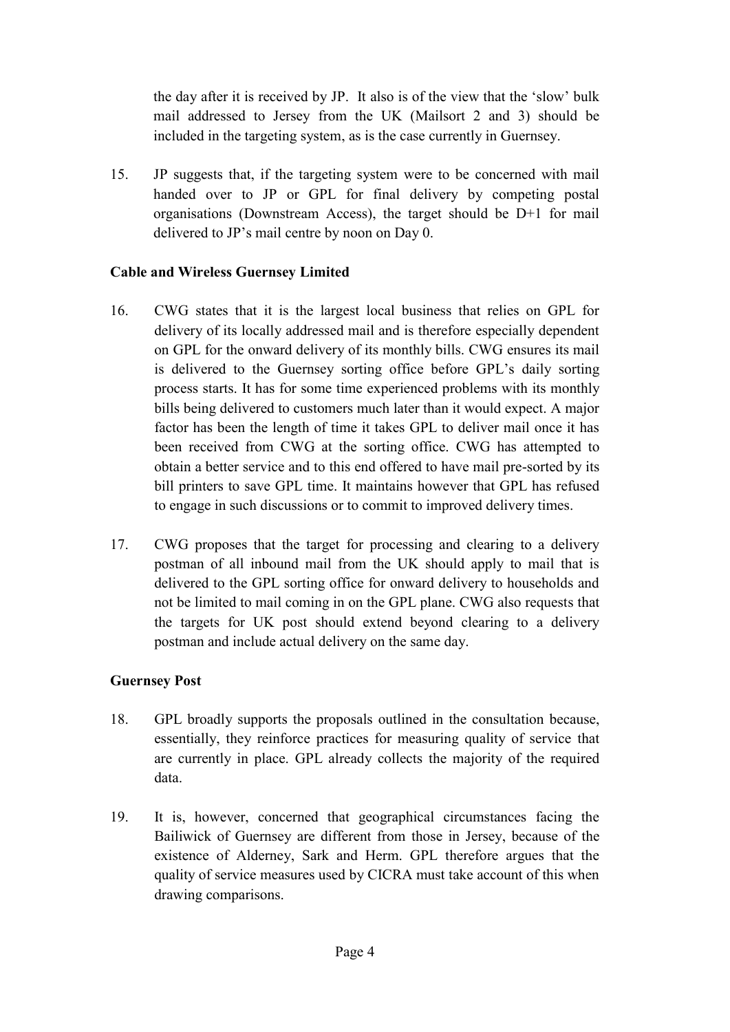the day after it is received by JP. It also is of the view that the 'slow' bulk mail addressed to Jersey from the UK (Mailsort 2 and 3) should be included in the targeting system, as is the case currently in Guernsey.

15. JP suggests that, if the targeting system were to be concerned with mail handed over to JP or GPL for final delivery by competing postal organisations (Downstream Access), the target should be D+1 for mail delivered to JP's mail centre by noon on Day 0.

**Cable and Wireless Guernsey Limited**

16. CWG states that it is the largest local business that relies on GPL for delivery of its locally addressed mail and is therefore especially dependent on GPL for the onward delivery of its monthly bills. CWG ensures its mail is delivered to the Guernsey sorting office before GPL's daily sorting process starts. It has for some time experienced problems with its monthly bills being delivered to customers much later than it would expect. A major factor has been the length of time it takes GPL to deliver mail once it has been received from CWG at the sorting office. CWG has attempted to obtain a better service and to this end offered to have mail pre-sorted by its bill printers to save GPL time. It maintains however that GPL has refused to engage in such discussions or to commit to improved delivery times.

17. CWG proposes that the target for processing and clearing to a delivery postman of all inbound mail from the UK should apply to mail that is delivered to the GPL sorting office for onward delivery to households and not be limited to mail coming in on the GPL plane. CWG also requests that the targets for UK post should extend beyond clearing to a delivery postman and include actual delivery on the same day.

**Guernsey Post**

18. GPL broadly supports the proposals outlined in the consultation because, essentially, they reinforce practices for measuring quality of service that are currently in place. GPL already collects the majority of the required data.

19. It is, however, concerned that geographical circumstances facing the Bailiwick of Guernsey are different from those in Jersey, because of the existence of Alderney, Sark and Herm. GPL therefore argues that the quality of service measures used by CICRA must take account of this when drawing comparisons.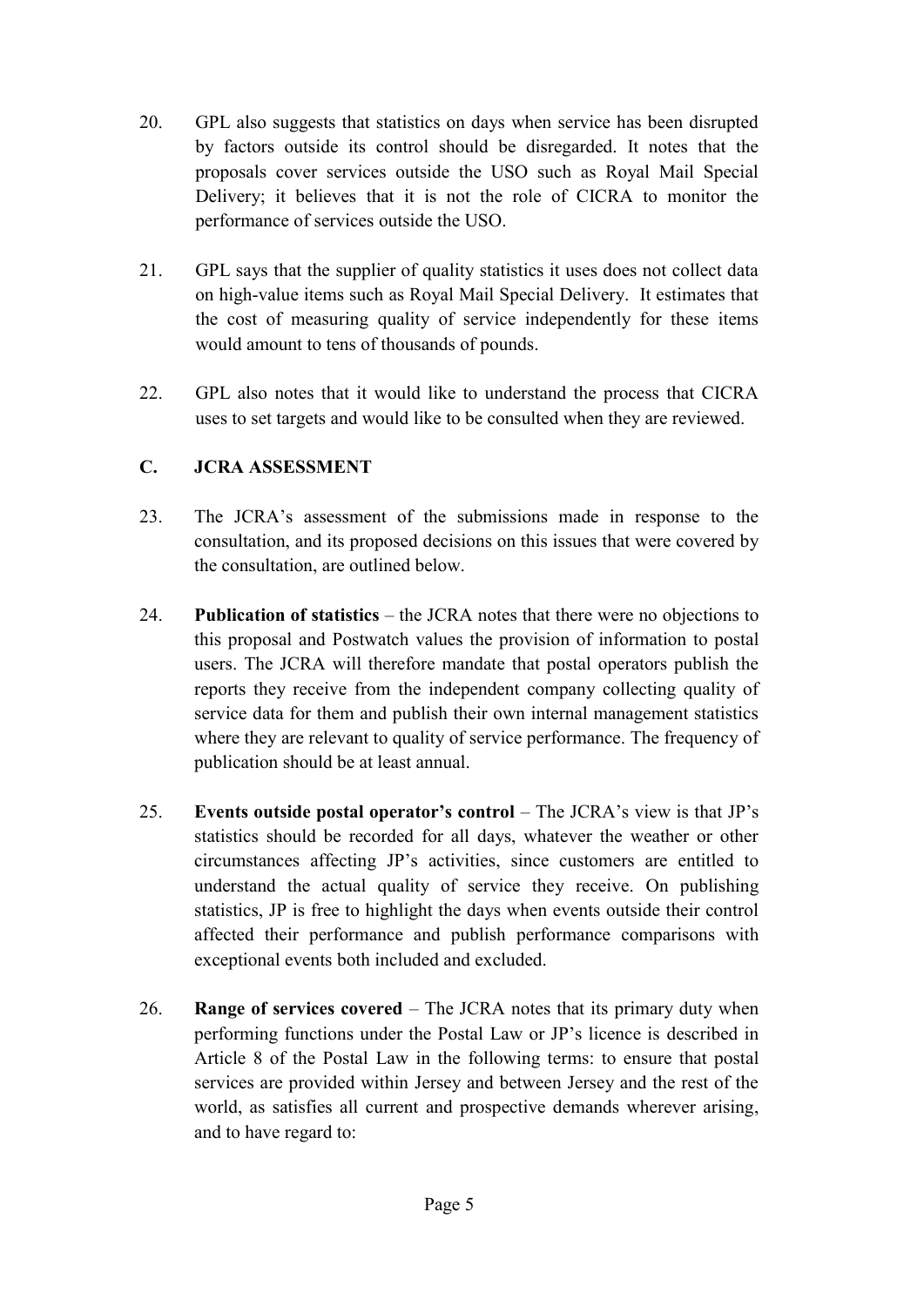20. GPL also suggests that statistics on days when service has been disrupted by factors outside its control should be disregarded. It notes that the proposals cover services outside the USO such as Royal Mail Special Delivery; it believes that it is not the role of CICRA to monitor the performance of services outside the USO.

21. GPL says that the supplier of quality statistics it uses does not collect data on high-value items such as Royal Mail Special Delivery. It estimates that the cost of measuring quality of service independently for these items would amount to tens of thousands of pounds.

22. GPL also notes that it would like to understand the process that CICRA uses to set targets and would like to be consulted when they are reviewed.

## C. JCRA ASSESSMENT

23. The JCRA's assessment of the submissions made in response to the consultation, and its proposed decisions on this issues that were covered by the consultation, are outlined below.

24. **Publication of statistics** – the JCRA notes that there were no objections to this proposal and Postwatch values the provision of information to postal users. The JCRA will therefore mandate that postal operators publish the reports they receive from the independent company collecting quality of service data for them and publish their own internal management statistics where they are relevant to quality of service performance. The frequency of publication should be at least annual.

25. **Events outside postal operator's control** – The JCRA's view is that JP's statistics should be recorded for all days, whatever the weather or other circumstances affecting JP's activities, since customers are entitled to understand the actual quality of service they receive. On publishing statistics, JP is free to highlight the days when events outside their control affected their performance and publish performance comparisons with exceptional events both included and excluded.

26. **Range of services covered** – The JCRA notes that its primary duty when performing functions under the Postal Law or JP's licence is described in Article 8 of the Postal Law in the following terms: to ensure that postal services are provided within Jersey and between Jersey and the rest of the world, as satisfies all current and prospective demands wherever arising, and to have regard to: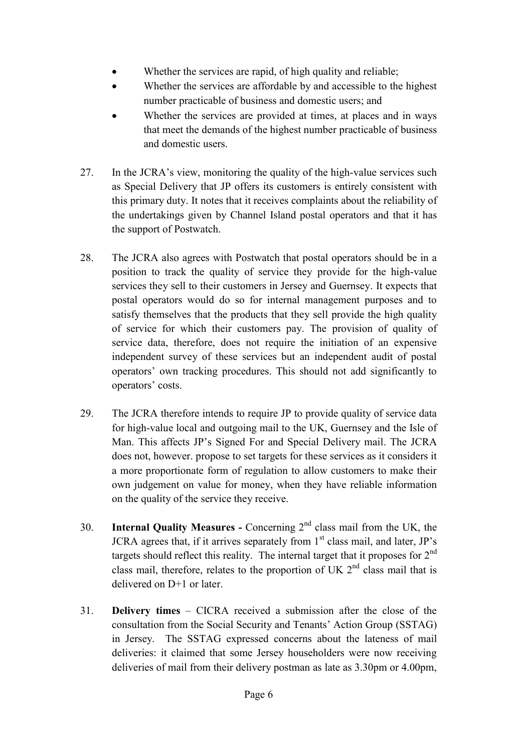- Whether the services are rapid, of high quality and reliable;
- Whether the services are affordable by and accessible to the highest number practicable of business and domestic users; and
- Whether the services are provided at times, at places and in ways that meet the demands of the highest number practicable of business and domestic users.

27. In the JCRA's view, monitoring the quality of the high-value services such as Special Delivery that JP offers its customers is entirely consistent with this primary duty. It notes that it receives complaints about the reliability of the undertakings given by Channel Island postal operators and that it has the support of Postwatch.

28. The JCRA also agrees with Postwatch that postal operators should be in a position to track the quality of service they provide for the high-value services they sell to their customers in Jersey and Guernsey. It expects that postal operators would do so for internal management purposes and to satisfy themselves that the products that they sell provide the high quality of service for which their customers pay. The provision of quality of service data, therefore, does not require the initiation of an expensive independent survey of these services but an independent audit of postal operators' own tracking procedures. This should not add significantly to operators' costs.

29. The JCRA therefore intends to require JP to provide quality of service data for high-value local and outgoing mail to the UK, Guernsey and the Isle of Man. This affects JP's Signed For and Special Delivery mail. The JCRA does not, however. propose to set targets for these services as it considers it a more proportionate form of regulation to allow customers to make their own judgement on value for money, when they have reliable information on the quality of the service they receive.

30. **Internal Quality Measures -** Concerning 2nd class mail from the UK, the JCRA agrees that, if it arrives separately from 1st class mail, and later, JP's targets should reflect this reality. The internal target that it proposes for 2nd class mail, therefore, relates to the proportion of UK 2nd class mail that is delivered on D+1 or later.

31. **Delivery times** – CICRA received a submission after the close of the consultation from the Social Security and Tenants' Action Group (SSTAG) in Jersey. The SSTAG expressed concerns about the lateness of mail deliveries: it claimed that some Jersey householders were now receiving deliveries of mail from their delivery postman as late as 3.30pm or 4.00pm,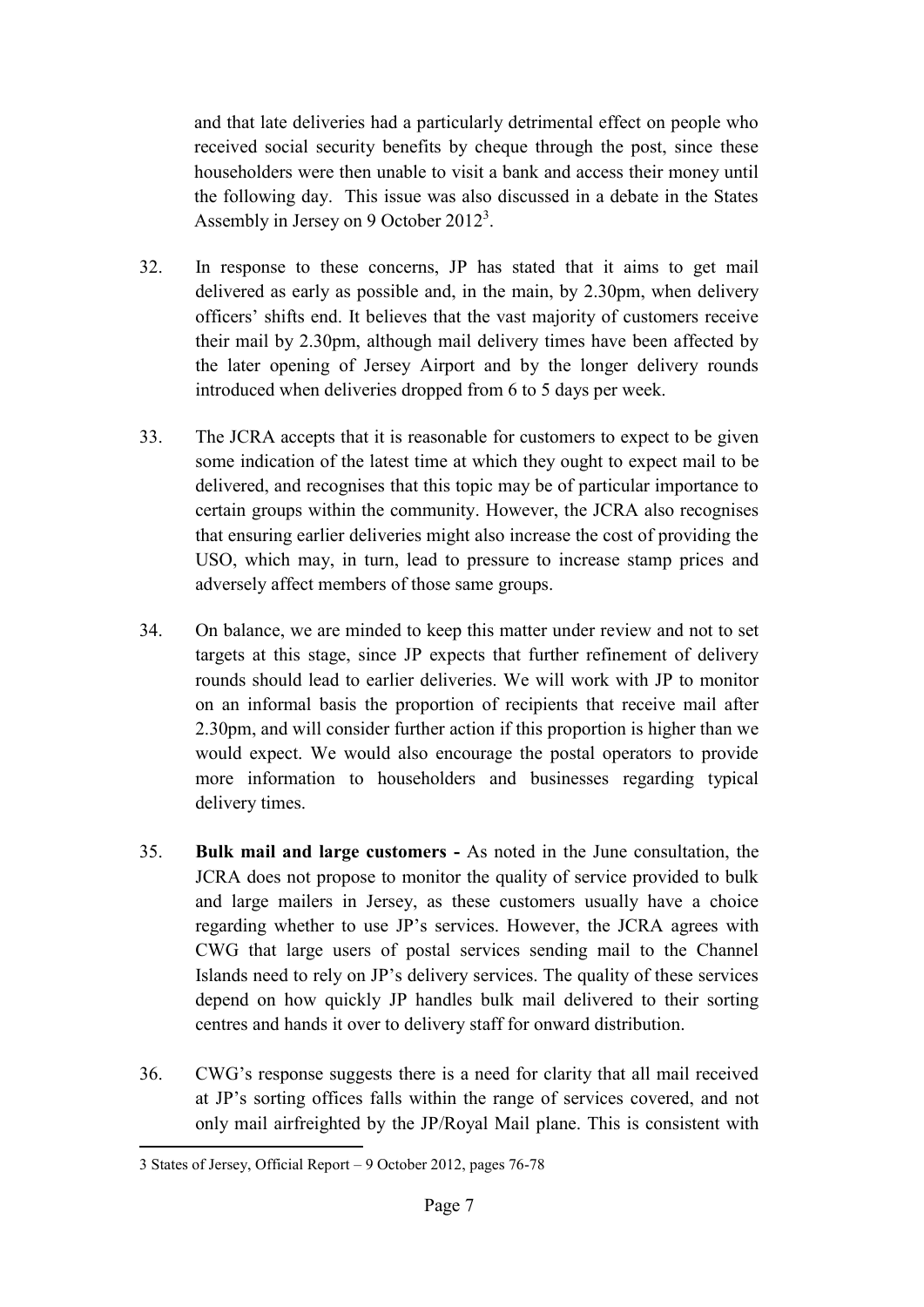and that late deliveries had a particularly detrimental effect on people who received social security benefits by cheque through the post, since these householders were then unable to visit a bank and access their money until the following day. This issue was also discussed in a debate in the States Assembly in Jersey on 9 October 2012[3].

32. In response to these concerns, JP has stated that it aims to get mail delivered as early as possible and, in the main, by 2.30pm, when delivery officers' shifts end. It believes that the vast majority of customers receive their mail by 2.30pm, although mail delivery times have been affected by the later opening of Jersey Airport and by the longer delivery rounds introduced when deliveries dropped from 6 to 5 days per week.

33. The JCRA accepts that it is reasonable for customers to expect to be given some indication of the latest time at which they ought to expect mail to be delivered, and recognises that this topic may be of particular importance to certain groups within the community. However, the JCRA also recognises that ensuring earlier deliveries might also increase the cost of providing the USO, which may, in turn, lead to pressure to increase stamp prices and adversely affect members of those same groups.

34. On balance, we are minded to keep this matter under review and not to set targets at this stage, since JP expects that further refinement of delivery rounds should lead to earlier deliveries. We will work with JP to monitor on an informal basis the proportion of recipients that receive mail after 2.30pm, and will consider further action if this proportion is higher than we would expect. We would also encourage the postal operators to provide more information to householders and businesses regarding typical delivery times.

35. **Bulk mail and large customers -** As noted in the June consultation, the JCRA does not propose to monitor the quality of service provided to bulk and large mailers in Jersey, as these customers usually have a choice regarding whether to use JP's services. However, the JCRA agrees with CWG that large users of postal services sending mail to the Channel Islands need to rely on JP's delivery services. The quality of these services depend on how quickly JP handles bulk mail delivered to their sorting centres and hands it over to delivery staff for onward distribution.

36. CWG's response suggests there is a need for clarity that all mail received at JP's sorting offices falls within the range of services covered, and not only mail airfreighted by the JP/Royal Mail plane. This is consistent with

---

3 States of Jersey, Official Report – 9 October 2012, pages 76-78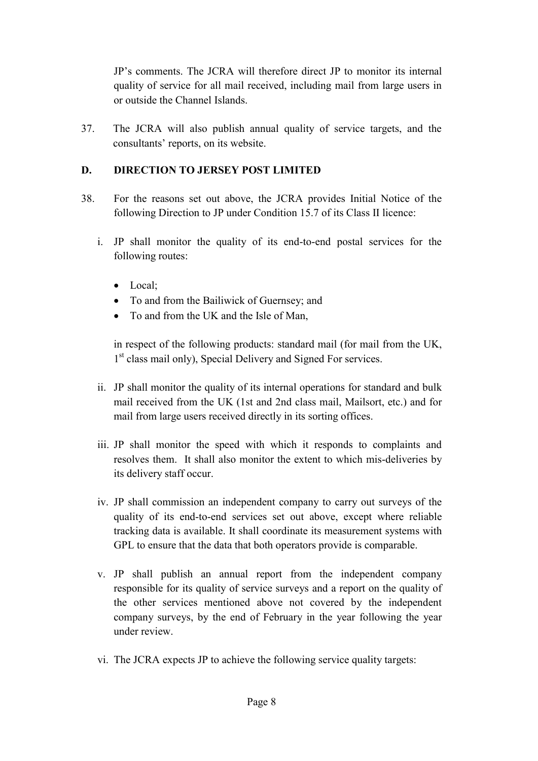JP's comments. The JCRA will therefore direct JP to monitor its internal quality of service for all mail received, including mail from large users in or outside the Channel Islands.

37. The JCRA will also publish annual quality of service targets, and the consultants' reports, on its website.

## D. DIRECTION TO JERSEY POST LIMITED

38. For the reasons set out above, the JCRA provides Initial Notice of the following Direction to JP under Condition 15.7 of its Class II licence:

   i. JP shall monitor the quality of its end-to-end postal services for the following routes:

      - Local;
      - To and from the Bailiwick of Guernsey; and
      - To and from the UK and the Isle of Man,

      in respect of the following products: standard mail (for mail from the UK, 1st class mail only), Special Delivery and Signed For services.

   ii. JP shall monitor the quality of its internal operations for standard and bulk mail received from the UK (1st and 2nd class mail, Mailsort, etc.) and for mail from large users received directly in its sorting offices.

   iii. JP shall monitor the speed with which it responds to complaints and resolves them. It shall also monitor the extent to which mis-deliveries by its delivery staff occur.

   iv. JP shall commission an independent company to carry out surveys of the quality of its end-to-end services set out above, except where reliable tracking data is available. It shall coordinate its measurement systems with GPL to ensure that the data that both operators provide is comparable.

   v. JP shall publish an annual report from the independent company responsible for its quality of service surveys and a report on the quality of the other services mentioned above not covered by the independent company surveys, by the end of February in the year following the year under review.

   vi. The JCRA expects JP to achieve the following service quality targets: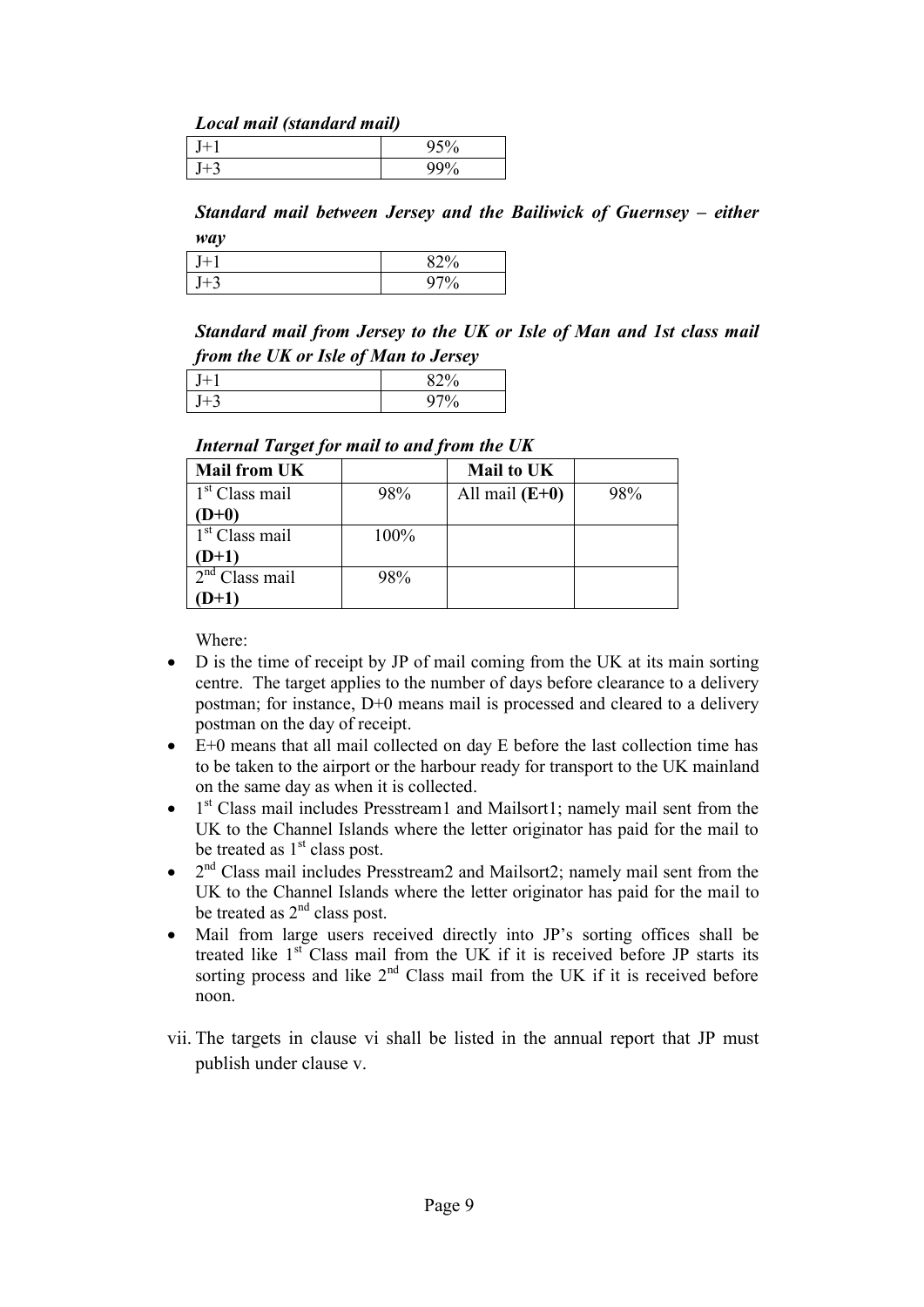***Local mail (standard mail)***

| | |
|---|---|
| J+1 | 95% |
| J+3 | 99% |

***Standard mail between Jersey and the Bailiwick of Guernsey – either way***

| | |
|---|---|
| J+1 | 82% |
| J+3 | 97% |

***Standard mail from Jersey to the UK or Isle of Man and 1st class mail from the UK or Isle of Man to Jersey***

| | |
|---|---|
| J+1 | 82% |
| J+3 | 97% |

***Internal Target for mail to and from the UK***

| **Mail from UK** | | **Mail to UK** | |
|---|---|---|---|
| 1st Class mail **(D+0)** | 98% | All mail **(E+0)** | 98% |
| 1st Class mail **(D+1)** | 100% | | |
| 2nd Class mail **(D+1)** | 98% | | |

Where:

- D is the time of receipt by JP of mail coming from the UK at its main sorting centre. The target applies to the number of days before clearance to a delivery postman; for instance, D+0 means mail is processed and cleared to a delivery postman on the day of receipt.
- E+0 means that all mail collected on day E before the last collection time has to be taken to the airport or the harbour ready for transport to the UK mainland on the same day as when it is collected.
- 1st Class mail includes Presstream1 and Mailsort1; namely mail sent from the UK to the Channel Islands where the letter originator has paid for the mail to be treated as 1st class post.
- 2nd Class mail includes Presstream2 and Mailsort2; namely mail sent from the UK to the Channel Islands where the letter originator has paid for the mail to be treated as 2nd class post.
- Mail from large users received directly into JP's sorting offices shall be treated like 1st Class mail from the UK if it is received before JP starts its sorting process and like 2nd Class mail from the UK if it is received before noon.

vii. The targets in clause vi shall be listed in the annual report that JP must publish under clause v.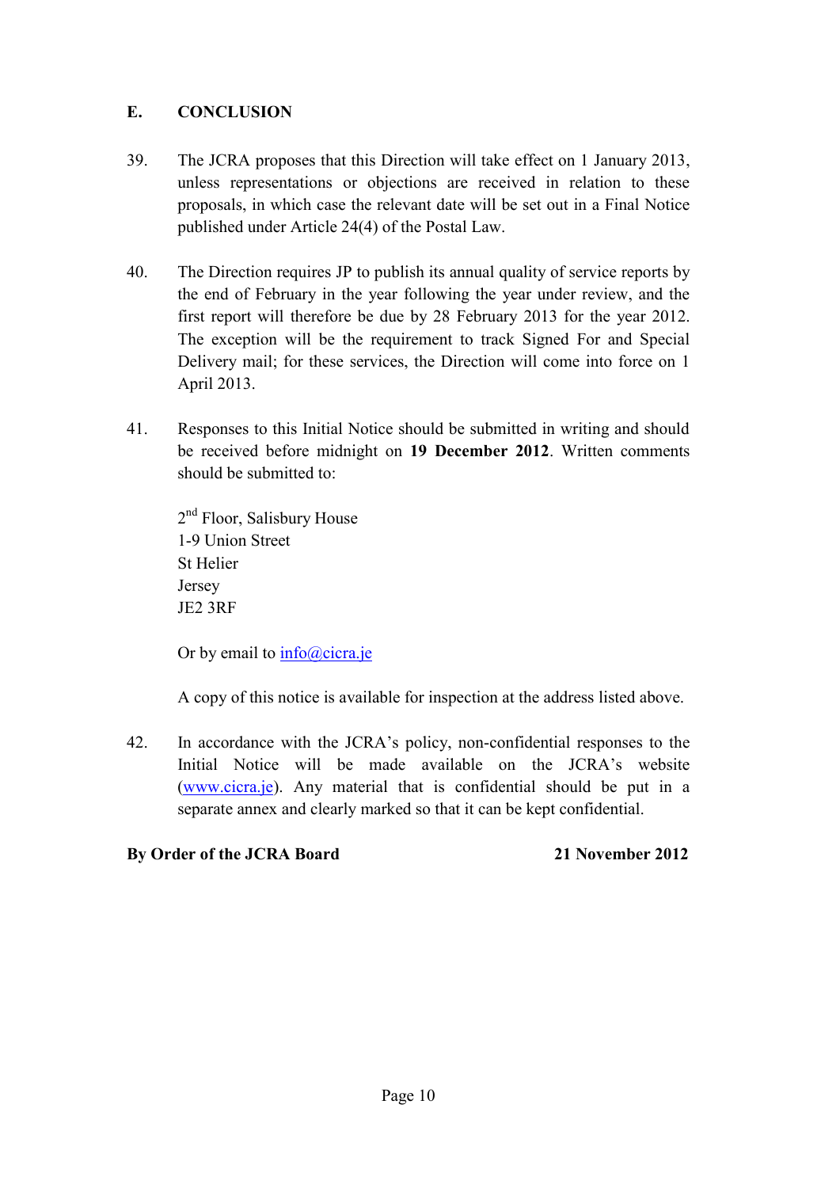## E. CONCLUSION

39. The JCRA proposes that this Direction will take effect on 1 January 2013, unless representations or objections are received in relation to these proposals, in which case the relevant date will be set out in a Final Notice published under Article 24(4) of the Postal Law.

40. The Direction requires JP to publish its annual quality of service reports by the end of February in the year following the year under review, and the first report will therefore be due by 28 February 2013 for the year 2012. The exception will be the requirement to track Signed For and Special Delivery mail; for these services, the Direction will come into force on 1 April 2013.

41. Responses to this Initial Notice should be submitted in writing and should be received before midnight on **19 December 2012**. Written comments should be submitted to:

    2nd Floor, Salisbury House
    1-9 Union Street
    St Helier
    Jersey
    JE2 3RF

    Or by email to info@cicra.je

    A copy of this notice is available for inspection at the address listed above.

42. In accordance with the JCRA's policy, non-confidential responses to the Initial Notice will be made available on the JCRA's website (www.cicra.je). Any material that is confidential should be put in a separate annex and clearly marked so that it can be kept confidential.

**By Order of the JCRA Board** **21 November 2012**